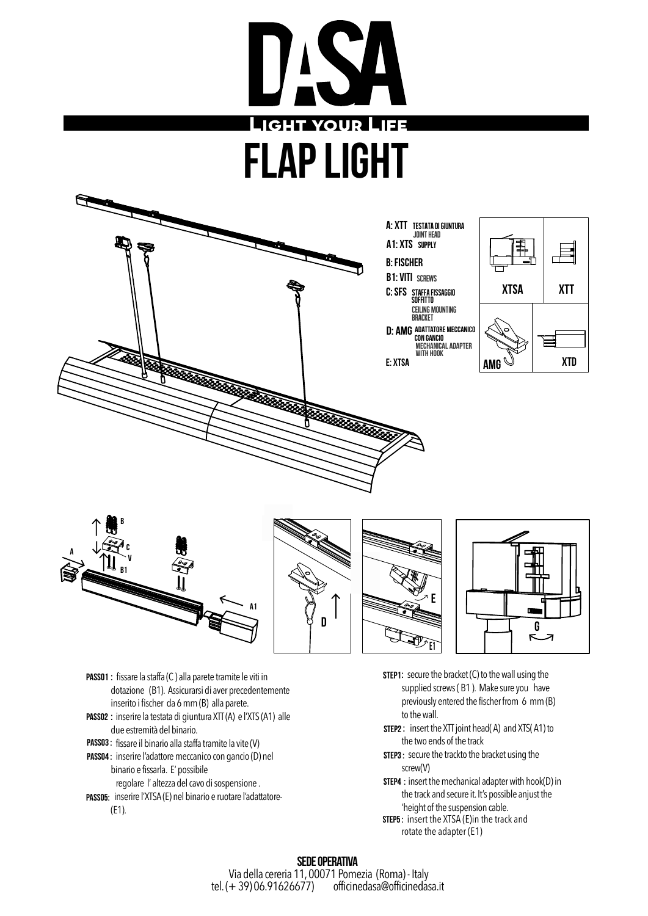# DASA

**Light your Life**

# FLAP LIGHT

**A: XTT** TESTATA DI GIUNTURA
JOINT HEAD

**A1: XTS** SUPPLY

**B: FISCHER**

**B1: VITI** SCREWS

**C: SFS** STAFFA FISSAGGIO SOFFITTO
CEILING MOUNTING BRACKET

**D: AMG** ADATTATORE MECCANICO CON GANCIO
MECHANICAL ADAPTER WITH HOOK

**E: XTSA**

XTSA | XTT | AMG | XTD

B | C | V | A | B1 | A1 | D | E | E1 | G

**PASSO1 :** fissare la staffa (C ) alla parete tramite le viti in dotazione (B1). Assicurarsi di aver precedentemente inserito i fischer da 6 mm (B) alla parete.

**PASSO2 :** inserire la testata di giuntura XTT (A) e l'XTS (A1) alle due estremità del binario.

**PASSO3 :** fissare il binario alla staffa tramite la vite (V)

**PASSO4 :** inserire l'adattore meccanico con gancio (D) nel binario e fissarla. E' possibile regolare l' altezza del cavo di sospensione .

**PASSO5:** inserire l'XTSA (E) nel binario e ruotare l'adattatore-(E1).

**STEP1:** secure the bracket (C) to the wall using the supplied screws ( B1 ). Make sure you have previously entered the fischer from 6 mm (B) to the wall.

**STEP2 :** insert the XTT joint head( A) and XTS( A1) to the two ends of the track

**STEP3 :** secure the trackto the bracket using the screw(V)

**STEP4 :** insert the mechanical adapter with hook(D) in the track and secure it. It's possible anjust the 'height of the suspension cable.

**STEP5 :** insert the XTSA (E)in the track and rotate the adapter (E1)

**SEDE OPERATIVA**

Via della cereria 11, 00071 Pomezia (Roma) - Italy
tel. (+ 39) 06.91626677) officinedasa@officinedasa.it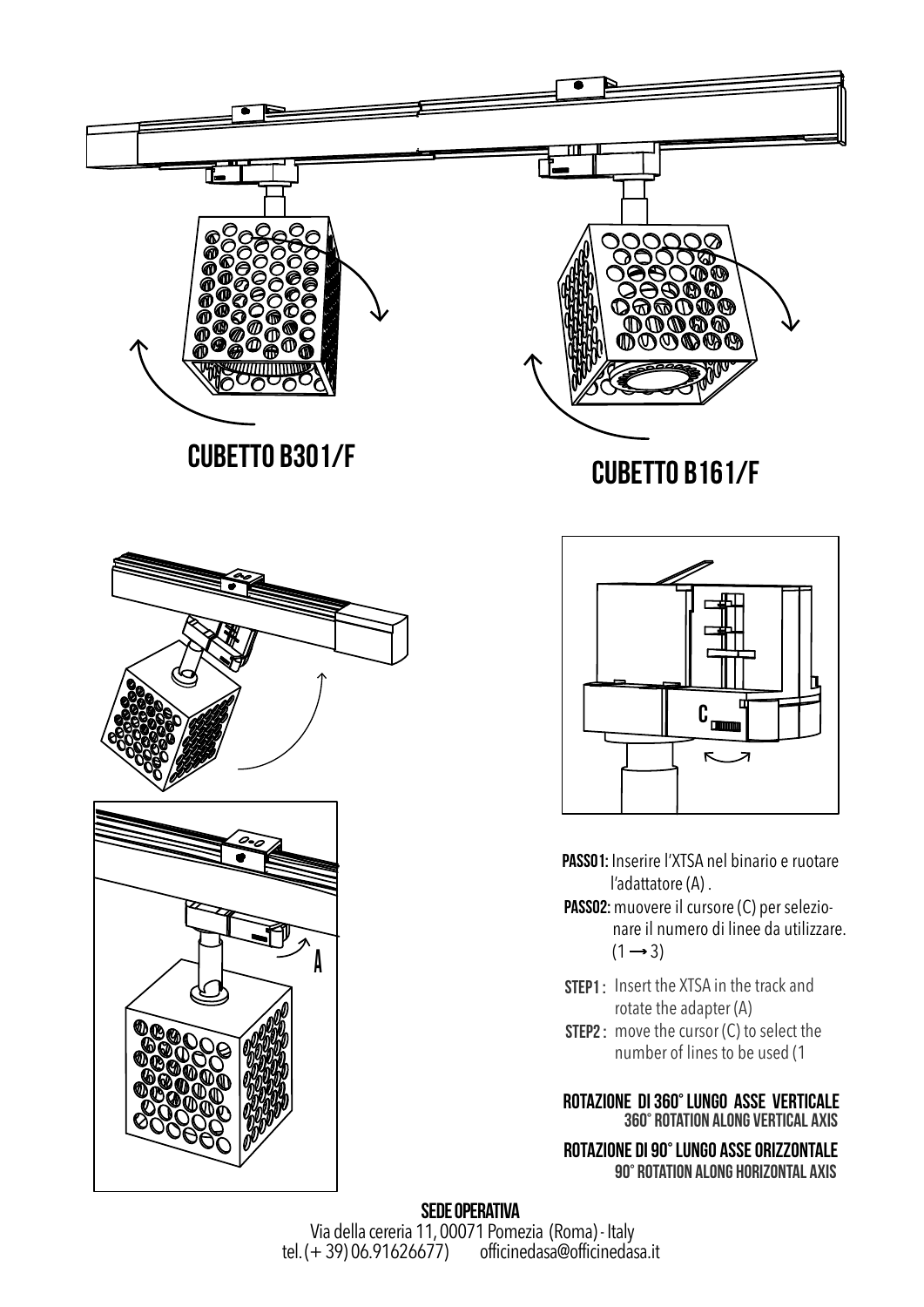## CUBETTO B301/F

## CUBETTO B161/F

C

A

**PASSO1:** Inserire l'XTSA nel binario e ruotare l'adattatore (A) .

**PASSO2:** muovere il cursore (C) per selezionare il numero di linee da utilizzare. (1 → 3)

**STEP1 :** Insert the XTSA in the track and rotate the adapter (A)

**STEP2 :** move the cursor (C) to select the number of lines to be used (1

**ROTAZIONE DI 360° LUNGO ASSE VERTICALE**
**360° ROTATION ALONG VERTICAL AXIS**

**ROTAZIONE DI 90° LUNGO ASSE ORIZZONTALE**
**90° ROTATION ALONG HORIZONTAL AXIS**

**SEDE OPERATIVA**
Via della cereria 11, 00071 Pomezia (Roma) - Italy
tel. (+ 39) 06.91626677) officinedasa@officinedasa.it